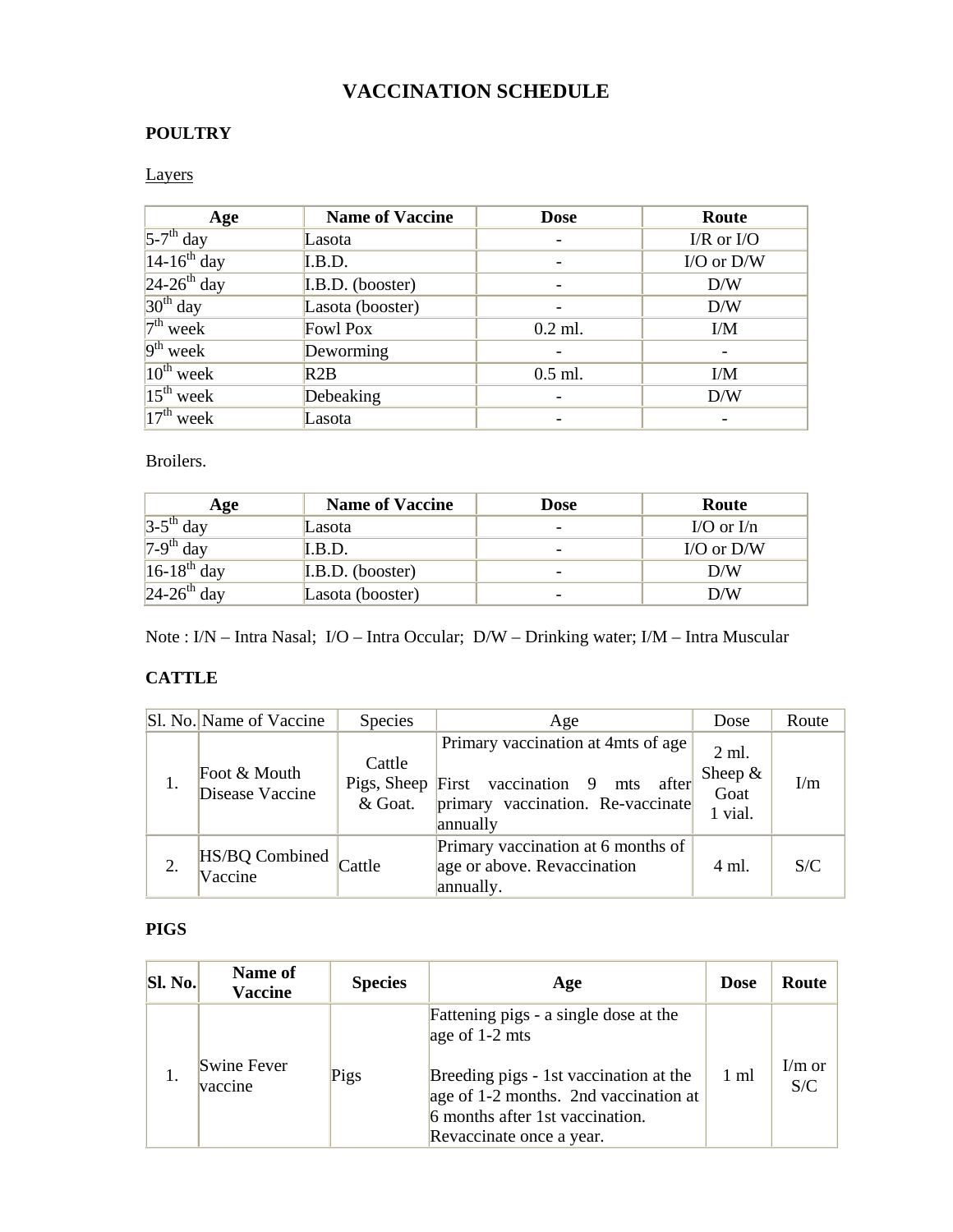# VACCINATION SCHEDULE

## POULTRY

Layers

| Age | Name of Vaccine | Dose | Route |
|---|---|---|---|
| 5-7th day | Lasota | - | I/R or I/O |
| 14-16th day | I.B.D. | - | I/O or D/W |
| 24-26th day | I.B.D. (booster) | - | D/W |
| 30th day | Lasota (booster) | - | D/W |
| 7th week | Fowl Pox | 0.2 ml. | I/M |
| 9th week | Deworming | - | - |
| 10th week | R2B | 0.5 ml. | I/M |
| 15th week | Debeaking | - | D/W |
| 17th week | Lasota | - | - |

Broilers.

| Age | Name of Vaccine | Dose | Route |
|---|---|---|---|
| 3-5th day | Lasota | - | I/O or I/n |
| 7-9th day | I.B.D. | - | I/O or D/W |
| 16-18th day | I.B.D. (booster) | - | D/W |
| 24-26th day | Lasota (booster) | - | D/W |

Note : I/N – Intra Nasal; I/O – Intra Occular; D/W – Drinking water; I/M – Intra Muscular

## CATTLE

| Sl. No. | Name of Vaccine | Species | Age | Dose | Route |
|---|---|---|---|---|---|
| 1. | Foot & Mouth Disease Vaccine | Cattle Pigs, Sheep & Goat. | Primary vaccination at 4mts of age<br><br>First vaccination 9 mts after primary vaccination. Re-vaccinate annually | 2 ml. Sheep & Goat 1 vial. | I/m |
| 2. | HS/BQ Combined Vaccine | Cattle | Primary vaccination at 6 months of age or above. Revaccination annually. | 4 ml. | S/C |

## PIGS

| Sl. No. | Name of Vaccine | Species | Age | Dose | Route |
|---|---|---|---|---|---|
| 1. | Swine Fever vaccine | Pigs | Fattening pigs - a single dose at the age of 1-2 mts<br><br>Breeding pigs - 1st vaccination at the age of 1-2 months. 2nd vaccination at 6 months after 1st vaccination. Revaccinate once a year. | 1 ml | I/m or S/C |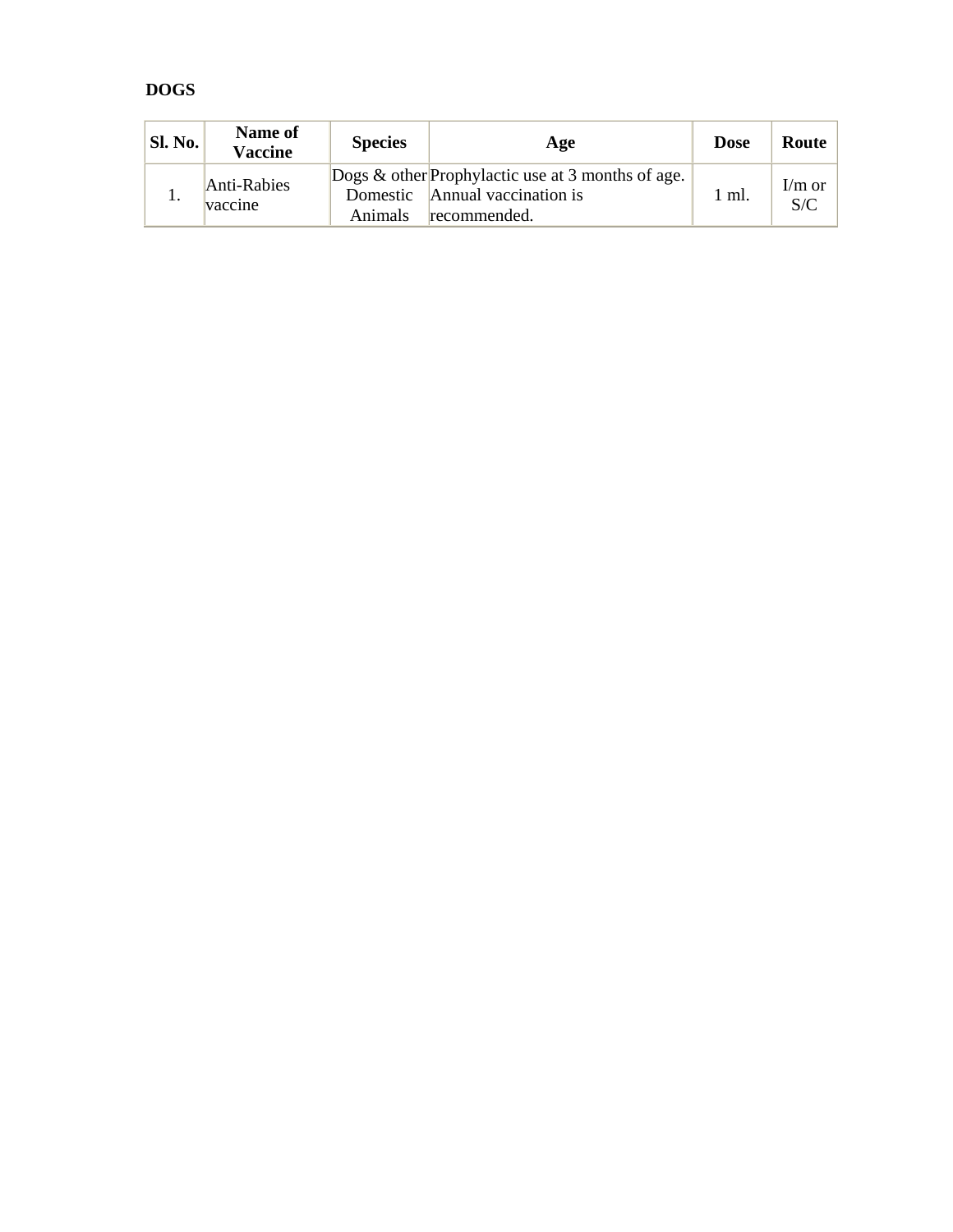**DOGS**

| Sl. No. | Name of Vaccine | Species | Age | Dose | Route |
|---|---|---|---|---|---|
| 1. | Anti-Rabies vaccine | Dogs & other Domestic Animals | Prophylactic use at 3 months of age. Annual vaccination is recommended. | 1 ml. | I/m or S/C |